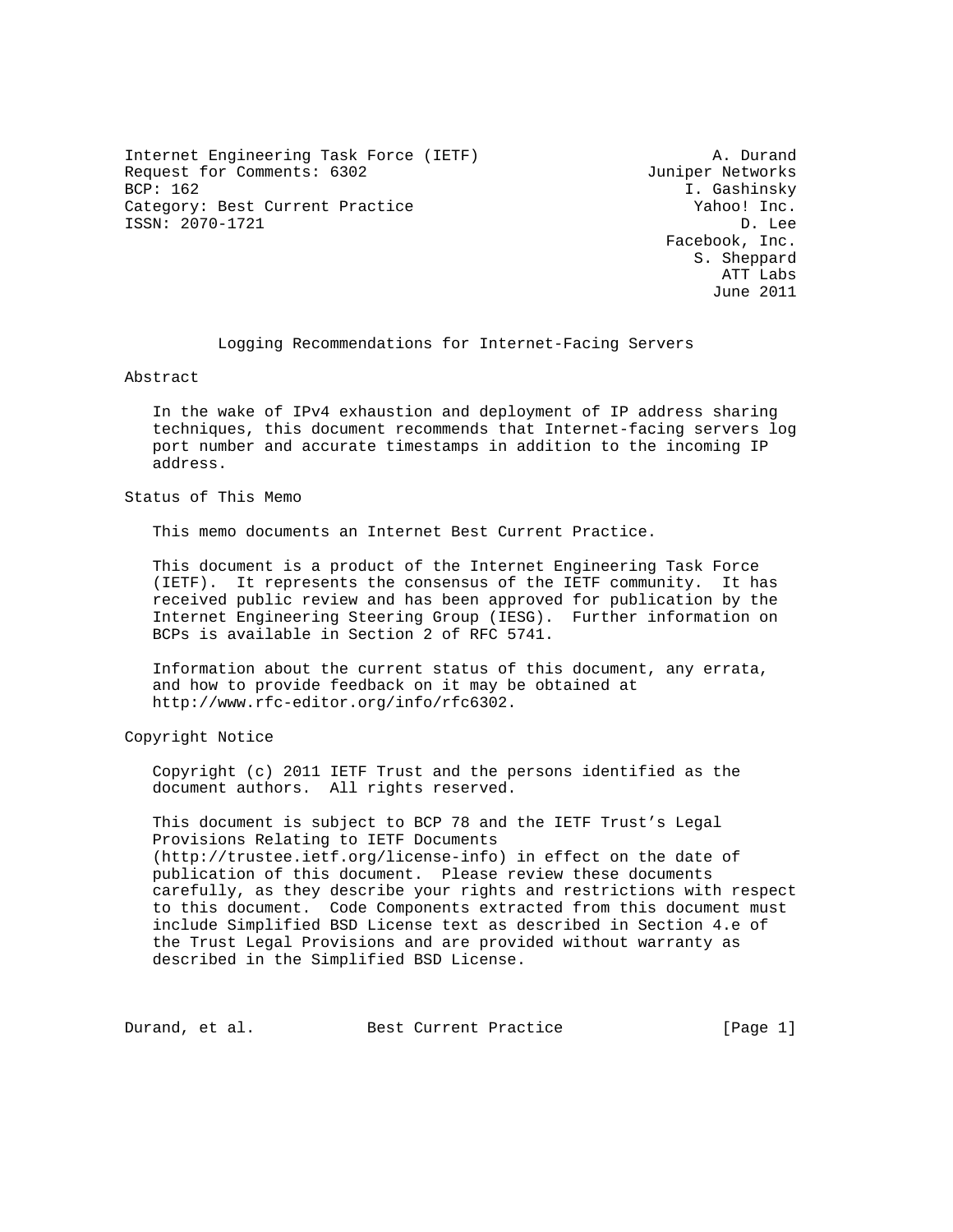Internet Engineering Task Force (IETF) A. Durand
Request for Comments: 6302 Juniper Networks
BCP: 162 I. Gashinsky
Category: Best Current Practice Yahoo! Inc.
ISSN: 2070-1721 D. Lee
Facebook, Inc.
S. Sheppard
ATT Labs
June 2011

# Logging Recommendations for Internet-Facing Servers

## Abstract

In the wake of IPv4 exhaustion and deployment of IP address sharing techniques, this document recommends that Internet-facing servers log port number and accurate timestamps in addition to the incoming IP address.

## Status of This Memo

This memo documents an Internet Best Current Practice.

This document is a product of the Internet Engineering Task Force (IETF). It represents the consensus of the IETF community. It has received public review and has been approved for publication by the Internet Engineering Steering Group (IESG). Further information on BCPs is available in Section 2 of RFC 5741.

Information about the current status of this document, any errata, and how to provide feedback on it may be obtained at http://www.rfc-editor.org/info/rfc6302.

## Copyright Notice

Copyright (c) 2011 IETF Trust and the persons identified as the document authors. All rights reserved.

This document is subject to BCP 78 and the IETF Trust's Legal Provisions Relating to IETF Documents (http://trustee.ietf.org/license-info) in effect on the date of publication of this document. Please review these documents carefully, as they describe your rights and restrictions with respect to this document. Code Components extracted from this document must include Simplified BSD License text as described in Section 4.e of the Trust Legal Provisions and are provided without warranty as described in the Simplified BSD License.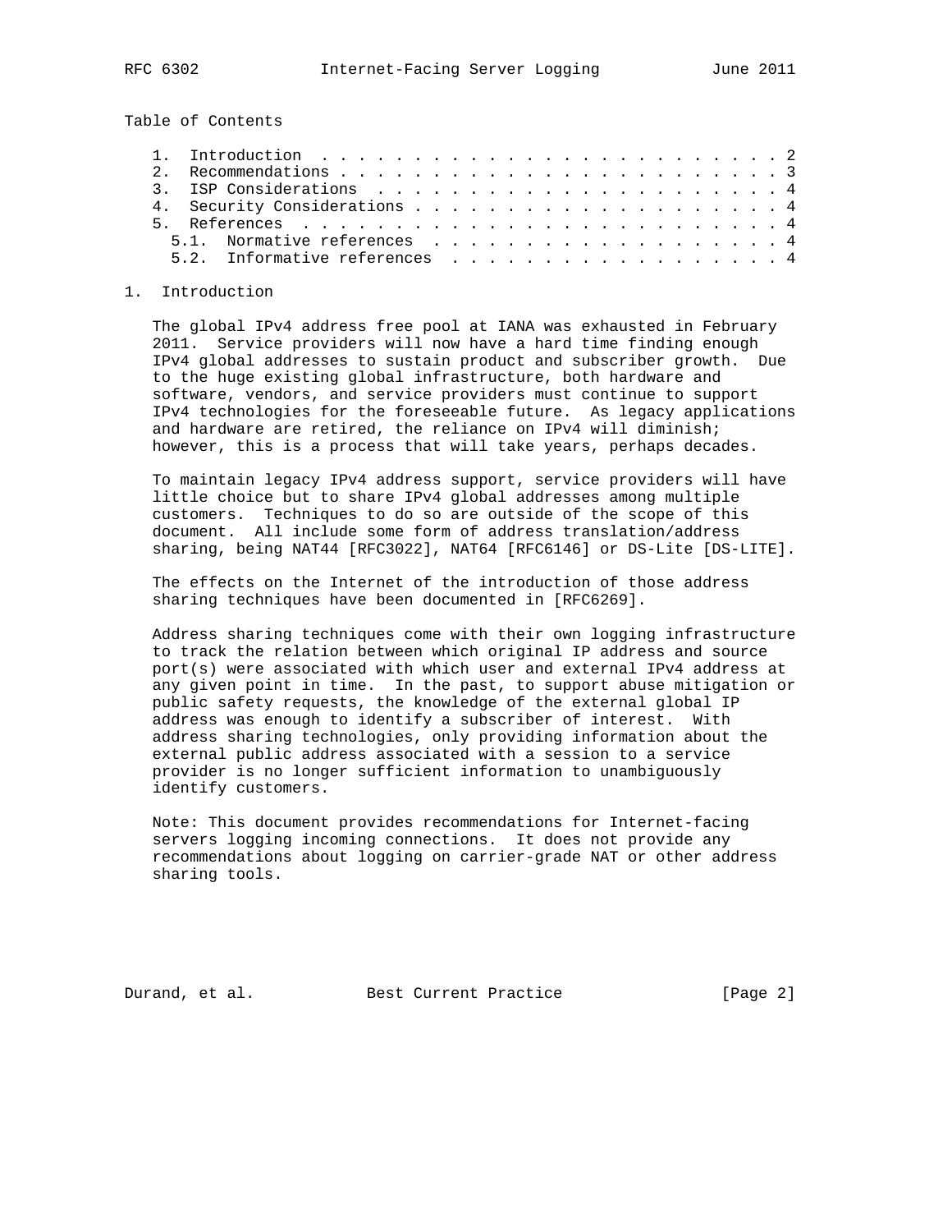Table of Contents

1. Introduction . . . . . . . . . . . . . . . . . . . . . . . . . 2
2. Recommendations . . . . . . . . . . . . . . . . . . . . . . . . 3
3. ISP Considerations . . . . . . . . . . . . . . . . . . . . . . 4
4. Security Considerations . . . . . . . . . . . . . . . . . . . . 4
5. References . . . . . . . . . . . . . . . . . . . . . . . . . . 4
   5.1. Normative references . . . . . . . . . . . . . . . . . . . 4
   5.2. Informative references . . . . . . . . . . . . . . . . . . 4

## 1. Introduction

The global IPv4 address free pool at IANA was exhausted in February 2011. Service providers will now have a hard time finding enough IPv4 global addresses to sustain product and subscriber growth. Due to the huge existing global infrastructure, both hardware and software, vendors, and service providers must continue to support IPv4 technologies for the foreseeable future. As legacy applications and hardware are retired, the reliance on IPv4 will diminish; however, this is a process that will take years, perhaps decades.

To maintain legacy IPv4 address support, service providers will have little choice but to share IPv4 global addresses among multiple customers. Techniques to do so are outside of the scope of this document. All include some form of address translation/address sharing, being NAT44 [RFC3022], NAT64 [RFC6146] or DS-Lite [DS-LITE].

The effects on the Internet of the introduction of those address sharing techniques have been documented in [RFC6269].

Address sharing techniques come with their own logging infrastructure to track the relation between which original IP address and source port(s) were associated with which user and external IPv4 address at any given point in time. In the past, to support abuse mitigation or public safety requests, the knowledge of the external global IP address was enough to identify a subscriber of interest. With address sharing technologies, only providing information about the external public address associated with a session to a service provider is no longer sufficient information to unambiguously identify customers.

Note: This document provides recommendations for Internet-facing servers logging incoming connections. It does not provide any recommendations about logging on carrier-grade NAT or other address sharing tools.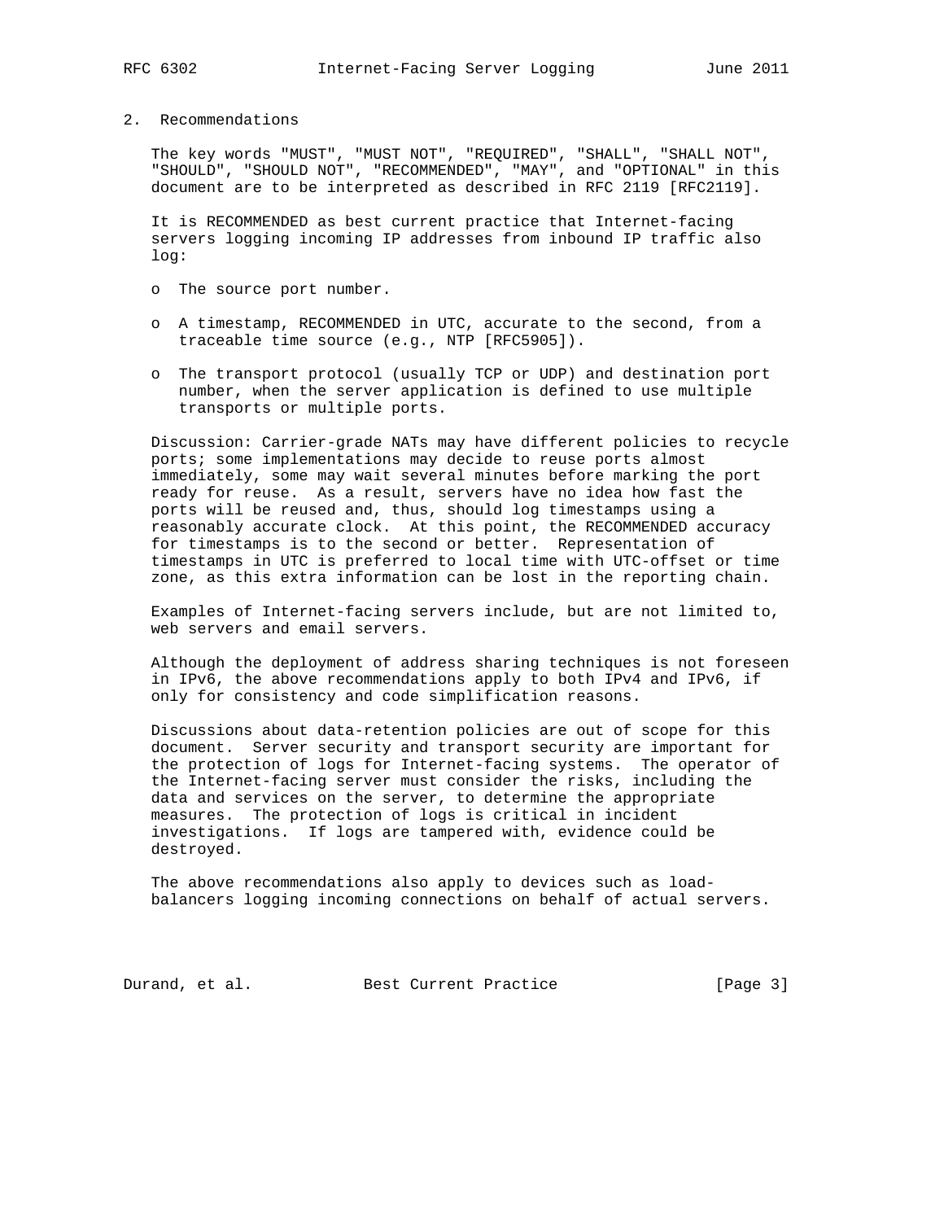## 2. Recommendations

The key words "MUST", "MUST NOT", "REQUIRED", "SHALL", "SHALL NOT", "SHOULD", "SHOULD NOT", "RECOMMENDED", "MAY", and "OPTIONAL" in this document are to be interpreted as described in RFC 2119 [RFC2119].

It is RECOMMENDED as best current practice that Internet-facing servers logging incoming IP addresses from inbound IP traffic also log:

- The source port number.
- A timestamp, RECOMMENDED in UTC, accurate to the second, from a traceable time source (e.g., NTP [RFC5905]).
- The transport protocol (usually TCP or UDP) and destination port number, when the server application is defined to use multiple transports or multiple ports.

Discussion: Carrier-grade NATs may have different policies to recycle ports; some implementations may decide to reuse ports almost immediately, some may wait several minutes before marking the port ready for reuse. As a result, servers have no idea how fast the ports will be reused and, thus, should log timestamps using a reasonably accurate clock. At this point, the RECOMMENDED accuracy for timestamps is to the second or better. Representation of timestamps in UTC is preferred to local time with UTC-offset or time zone, as this extra information can be lost in the reporting chain.

Examples of Internet-facing servers include, but are not limited to, web servers and email servers.

Although the deployment of address sharing techniques is not foreseen in IPv6, the above recommendations apply to both IPv4 and IPv6, if only for consistency and code simplification reasons.

Discussions about data-retention policies are out of scope for this document. Server security and transport security are important for the protection of logs for Internet-facing systems. The operator of the Internet-facing server must consider the risks, including the data and services on the server, to determine the appropriate measures. The protection of logs is critical in incident investigations. If logs are tampered with, evidence could be destroyed.

The above recommendations also apply to devices such as load-balancers logging incoming connections on behalf of actual servers.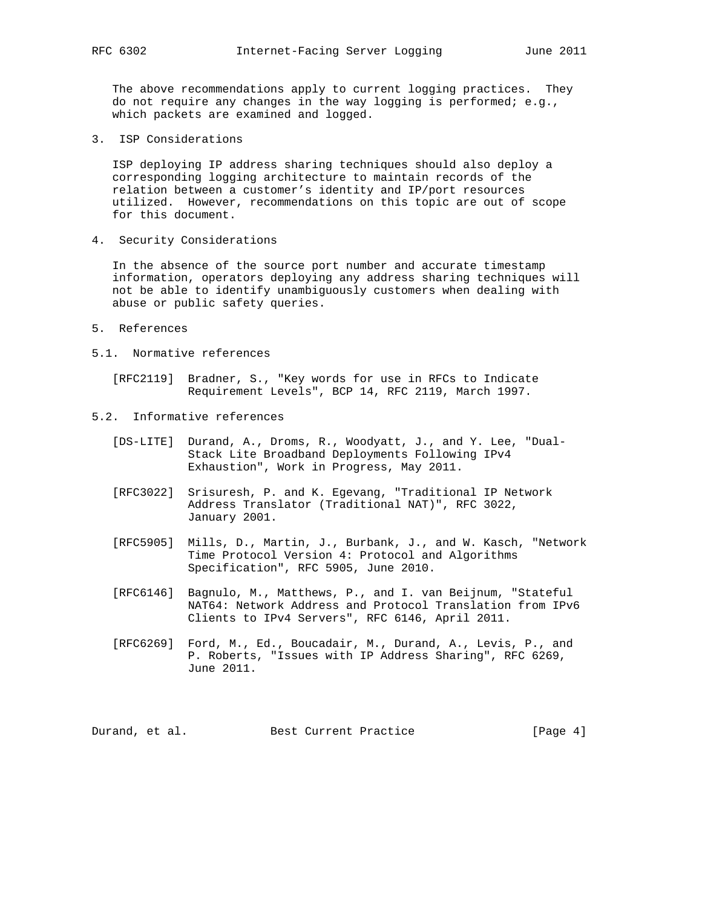The above recommendations apply to current logging practices. They do not require any changes in the way logging is performed; e.g., which packets are examined and logged.

## 3. ISP Considerations

ISP deploying IP address sharing techniques should also deploy a corresponding logging architecture to maintain records of the relation between a customer's identity and IP/port resources utilized. However, recommendations on this topic are out of scope for this document.

## 4. Security Considerations

In the absence of the source port number and accurate timestamp information, operators deploying any address sharing techniques will not be able to identify unambiguously customers when dealing with abuse or public safety queries.

## 5. References

### 5.1. Normative references

[RFC2119] Bradner, S., "Key words for use in RFCs to Indicate Requirement Levels", BCP 14, RFC 2119, March 1997.

### 5.2. Informative references

[DS-LITE] Durand, A., Droms, R., Woodyatt, J., and Y. Lee, "Dual-Stack Lite Broadband Deployments Following IPv4 Exhaustion", Work in Progress, May 2011.

[RFC3022] Srisuresh, P. and K. Egevang, "Traditional IP Network Address Translator (Traditional NAT)", RFC 3022, January 2001.

[RFC5905] Mills, D., Martin, J., Burbank, J., and W. Kasch, "Network Time Protocol Version 4: Protocol and Algorithms Specification", RFC 5905, June 2010.

[RFC6146] Bagnulo, M., Matthews, P., and I. van Beijnum, "Stateful NAT64: Network Address and Protocol Translation from IPv6 Clients to IPv4 Servers", RFC 6146, April 2011.

[RFC6269] Ford, M., Ed., Boucadair, M., Durand, A., Levis, P., and P. Roberts, "Issues with IP Address Sharing", RFC 6269, June 2011.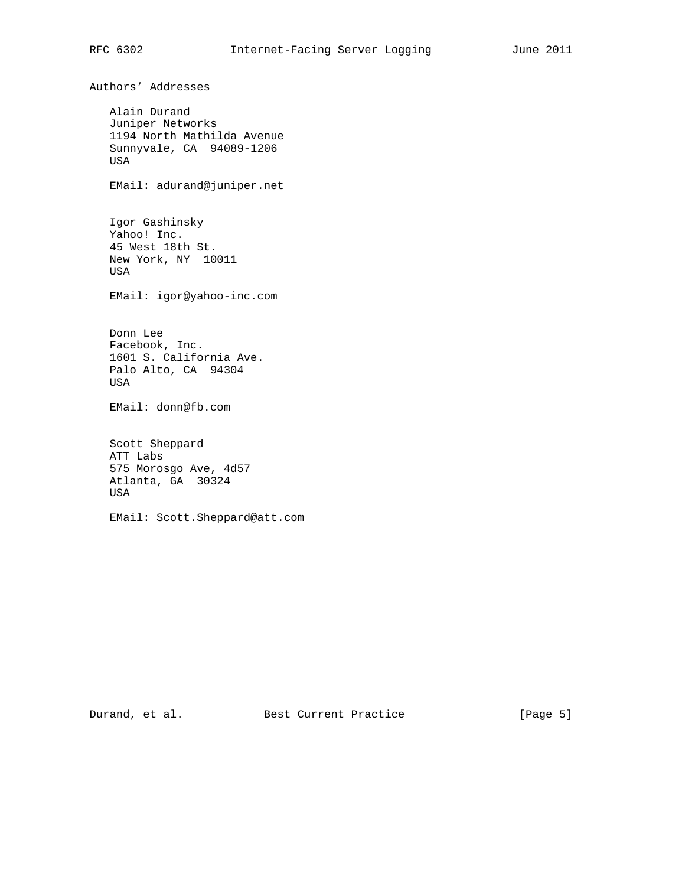## Authors' Addresses

Alain Durand
Juniper Networks
1194 North Mathilda Avenue
Sunnyvale, CA 94089-1206
USA

EMail: adurand@juniper.net

Igor Gashinsky
Yahoo! Inc.
45 West 18th St.
New York, NY 10011
USA

EMail: igor@yahoo-inc.com

Donn Lee
Facebook, Inc.
1601 S. California Ave.
Palo Alto, CA 94304
USA

EMail: donn@fb.com

Scott Sheppard
ATT Labs
575 Morosgo Ave, 4d57
Atlanta, GA 30324
USA

EMail: Scott.Sheppard@att.com